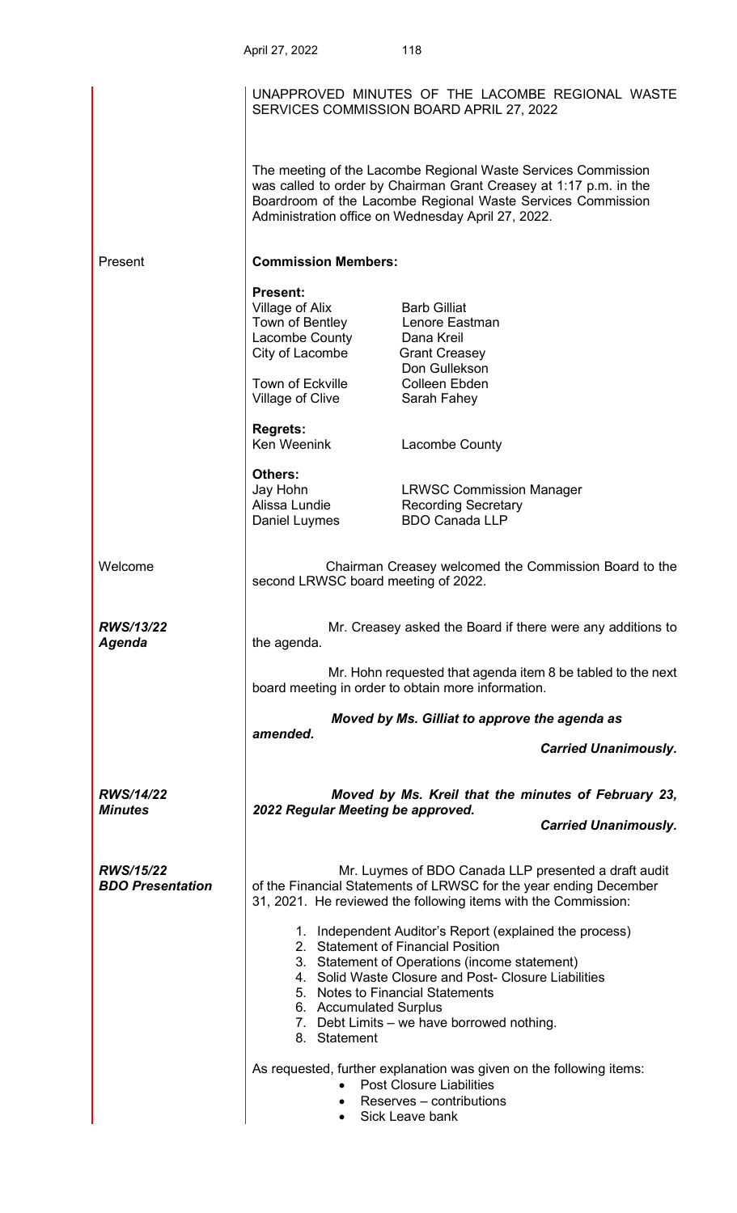UNAPPROVED MINUTES OF THE LACOMBE REGIONAL WASTE SERVICES COMMISSION BOARD APRIL 27, 2022

The meeting of the Lacombe Regional Waste Services Commission was called to order by Chairman Grant Creasey at 1:17 p.m. in the Boardroom of the Lacombe Regional Waste Services Commission Administration office on Wednesday April 27, 2022.

Present

**Commission Members:**

**Present:**

| | |
|---|---|
| Village of Alix | Barb Gilliat |
| Town of Bentley | Lenore Eastman |
| Lacombe County | Dana Kreil |
| City of Lacombe | Grant Creasey |
| | Don Gullekson |
| Town of Eckville | Colleen Ebden |
| Village of Clive | Sarah Fahey |

**Regrets:**

| | |
|---|---|
| Ken Weenink | Lacombe County |

**Others:**

| | |
|---|---|
| Jay Hohn | LRWSC Commission Manager |
| Alissa Lundie | Recording Secretary |
| Daniel Luymes | BDO Canada LLP |

Welcome

Chairman Creasey welcomed the Commission Board to the second LRWSC board meeting of 2022.

***RWS/13/22***
***Agenda***

Mr. Creasey asked the Board if there were any additions to the agenda.

Mr. Hohn requested that agenda item 8 be tabled to the next board meeting in order to obtain more information.

***Moved by Ms. Gilliat to approve the agenda as amended.***

***Carried Unanimously.***

***RWS/14/22***
***Minutes***

***Moved by Ms. Kreil that the minutes of February 23, 2022 Regular Meeting be approved.***

***Carried Unanimously.***

***RWS/15/22***
***BDO Presentation***

Mr. Luymes of BDO Canada LLP presented a draft audit of the Financial Statements of LRWSC for the year ending December 31, 2021. He reviewed the following items with the Commission:

1. Independent Auditor's Report (explained the process)
2. Statement of Financial Position
3. Statement of Operations (income statement)
4. Solid Waste Closure and Post- Closure Liabilities
5. Notes to Financial Statements
6. Accumulated Surplus
7. Debt Limits – we have borrowed nothing.
8. Statement

As requested, further explanation was given on the following items:

- Post Closure Liabilities
- Reserves – contributions
- Sick Leave bank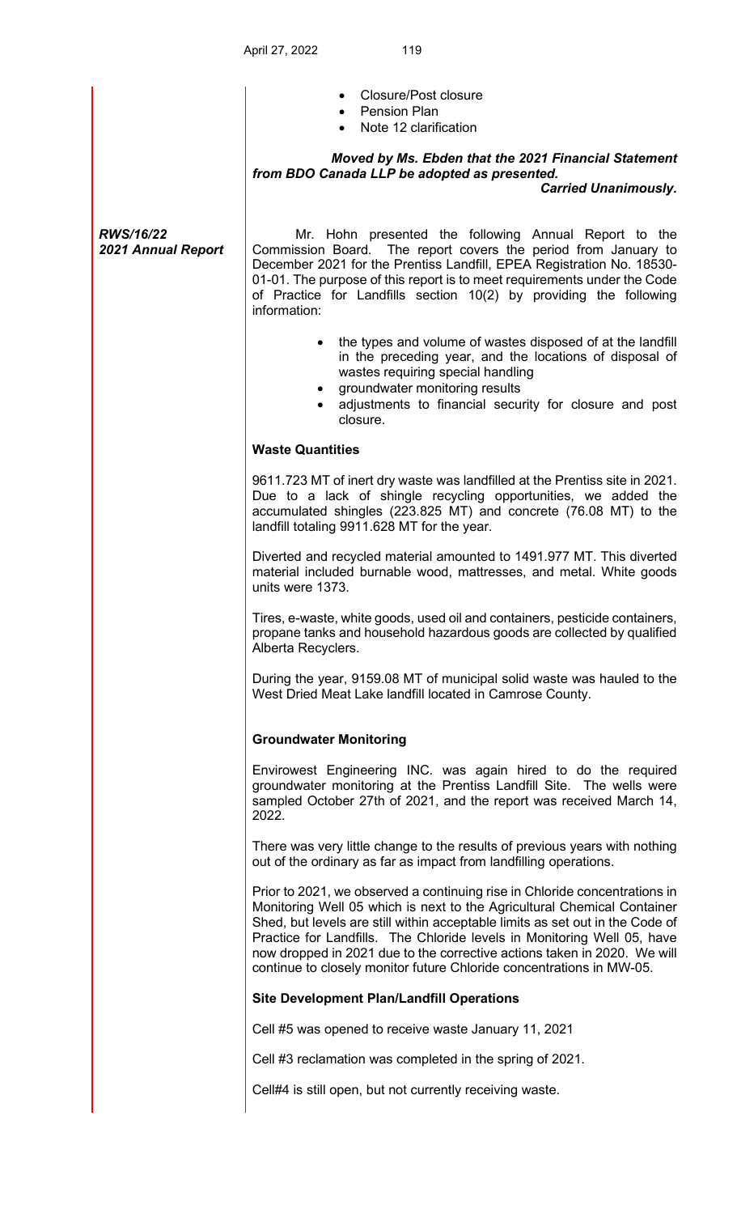- Closure/Post closure
- Pension Plan
- Note 12 clarification

***Moved by Ms. Ebden that the 2021 Financial Statement from BDO Canada LLP be adopted as presented.***

***Carried Unanimously.***

***RWS/16/22***
***2021 Annual Report***

Mr. Hohn presented the following Annual Report to the Commission Board. The report covers the period from January to December 2021 for the Prentiss Landfill, EPEA Registration No. 18530-01-01. The purpose of this report is to meet requirements under the Code of Practice for Landfills section 10(2) by providing the following information:

- the types and volume of wastes disposed of at the landfill in the preceding year, and the locations of disposal of wastes requiring special handling
- groundwater monitoring results
- adjustments to financial security for closure and post closure.

**Waste Quantities**

9611.723 MT of inert dry waste was landfilled at the Prentiss site in 2021. Due to a lack of shingle recycling opportunities, we added the accumulated shingles (223.825 MT) and concrete (76.08 MT) to the landfill totaling 9911.628 MT for the year.

Diverted and recycled material amounted to 1491.977 MT. This diverted material included burnable wood, mattresses, and metal. White goods units were 1373.

Tires, e-waste, white goods, used oil and containers, pesticide containers, propane tanks and household hazardous goods are collected by qualified Alberta Recyclers.

During the year, 9159.08 MT of municipal solid waste was hauled to the West Dried Meat Lake landfill located in Camrose County.

**Groundwater Monitoring**

Envirowest Engineering INC. was again hired to do the required groundwater monitoring at the Prentiss Landfill Site. The wells were sampled October 27th of 2021, and the report was received March 14, 2022.

There was very little change to the results of previous years with nothing out of the ordinary as far as impact from landfilling operations.

Prior to 2021, we observed a continuing rise in Chloride concentrations in Monitoring Well 05 which is next to the Agricultural Chemical Container Shed, but levels are still within acceptable limits as set out in the Code of Practice for Landfills. The Chloride levels in Monitoring Well 05, have now dropped in 2021 due to the corrective actions taken in 2020. We will continue to closely monitor future Chloride concentrations in MW-05.

**Site Development Plan/Landfill Operations**

Cell #5 was opened to receive waste January 11, 2021

Cell #3 reclamation was completed in the spring of 2021.

Cell#4 is still open, but not currently receiving waste.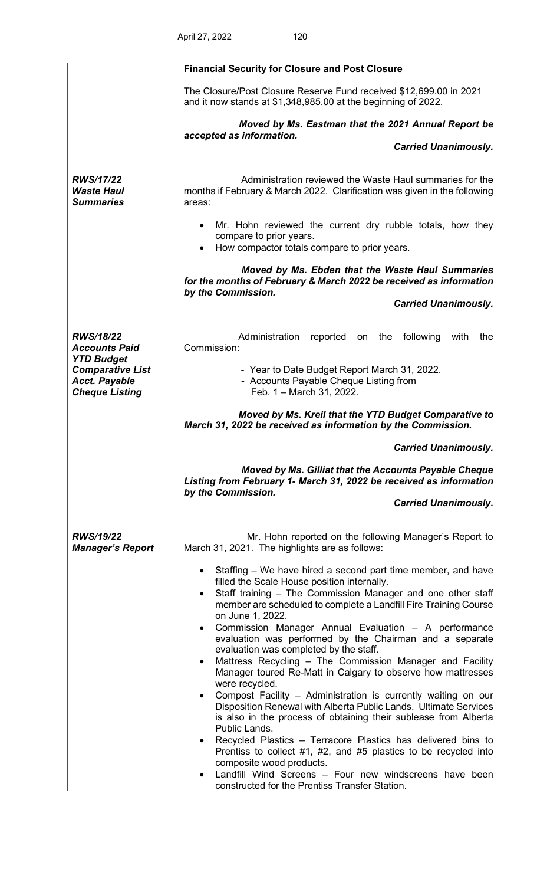**Financial Security for Closure and Post Closure**

The Closure/Post Closure Reserve Fund received $12,699.00 in 2021 and it now stands at $1,348,985.00 at the beginning of 2022.

***Moved by Ms. Eastman that the 2021 Annual Report be accepted as information.***

***Carried Unanimously.***

***RWS/17/22***
***Waste Haul Summaries***

Administration reviewed the Waste Haul summaries for the months if February & March 2022. Clarification was given in the following areas:

- Mr. Hohn reviewed the current dry rubble totals, how they compare to prior years.
- How compactor totals compare to prior years.

***Moved by Ms. Ebden that the Waste Haul Summaries for the months of February & March 2022 be received as information by the Commission.***

***Carried Unanimously.***

***RWS/18/22***
***Accounts Paid YTD Budget Comparative List Acct. Payable Cheque Listing***

Administration reported on the following with the Commission:

- Year to Date Budget Report March 31, 2022.
- Accounts Payable Cheque Listing from Feb. 1 – March 31, 2022.

***Moved by Ms. Kreil that the YTD Budget Comparative to March 31, 2022 be received as information by the Commission.***

***Carried Unanimously.***

***Moved by Ms. Gilliat that the Accounts Payable Cheque Listing from February 1- March 31, 2022 be received as information by the Commission.***

***Carried Unanimously.***

***RWS/19/22***
***Manager's Report***

Mr. Hohn reported on the following Manager's Report to March 31, 2021. The highlights are as follows:

- Staffing – We have hired a second part time member, and have filled the Scale House position internally.
- Staff training – The Commission Manager and one other staff member are scheduled to complete a Landfill Fire Training Course on June 1, 2022.
- Commission Manager Annual Evaluation – A performance evaluation was performed by the Chairman and a separate evaluation was completed by the staff.
- Mattress Recycling – The Commission Manager and Facility Manager toured Re-Matt in Calgary to observe how mattresses were recycled.
- Compost Facility – Administration is currently waiting on our Disposition Renewal with Alberta Public Lands. Ultimate Services is also in the process of obtaining their sublease from Alberta Public Lands.
- Recycled Plastics – Terracore Plastics has delivered bins to Prentiss to collect #1, #2, and #5 plastics to be recycled into composite wood products.
- Landfill Wind Screens – Four new windscreens have been constructed for the Prentiss Transfer Station.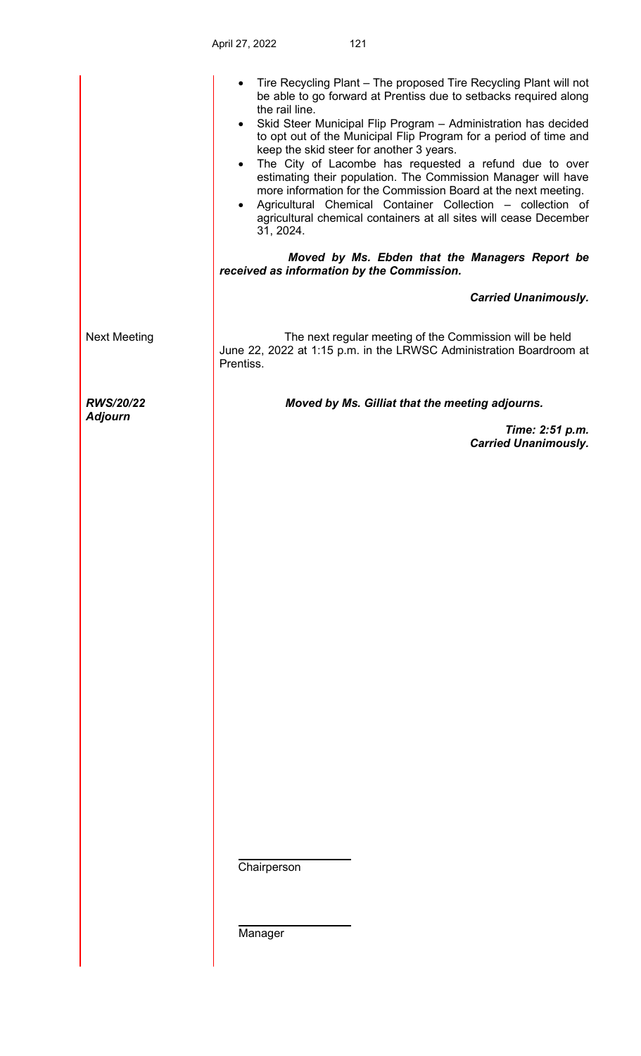- Tire Recycling Plant – The proposed Tire Recycling Plant will not be able to go forward at Prentiss due to setbacks required along the rail line.
- Skid Steer Municipal Flip Program – Administration has decided to opt out of the Municipal Flip Program for a period of time and keep the skid steer for another 3 years.
- The City of Lacombe has requested a refund due to over estimating their population. The Commission Manager will have more information for the Commission Board at the next meeting.
- Agricultural Chemical Container Collection – collection of agricultural chemical containers at all sites will cease December 31, 2024.

***Moved by Ms. Ebden that the Managers Report be received as information by the Commission.***

***Carried Unanimously.***

Next Meeting

The next regular meeting of the Commission will be held June 22, 2022 at 1:15 p.m. in the LRWSC Administration Boardroom at Prentiss.

***RWS/20/22***
***Adjourn***

***Moved by Ms. Gilliat that the meeting adjourns.***

***Time: 2:51 p.m.***
***Carried Unanimously.***

\_\_\_\_\_\_\_\_\_\_\_\_\_\_\_\_\_\_\_\_
Chairperson

\_\_\_\_\_\_\_\_\_\_\_\_\_\_\_\_\_\_\_\_
Manager